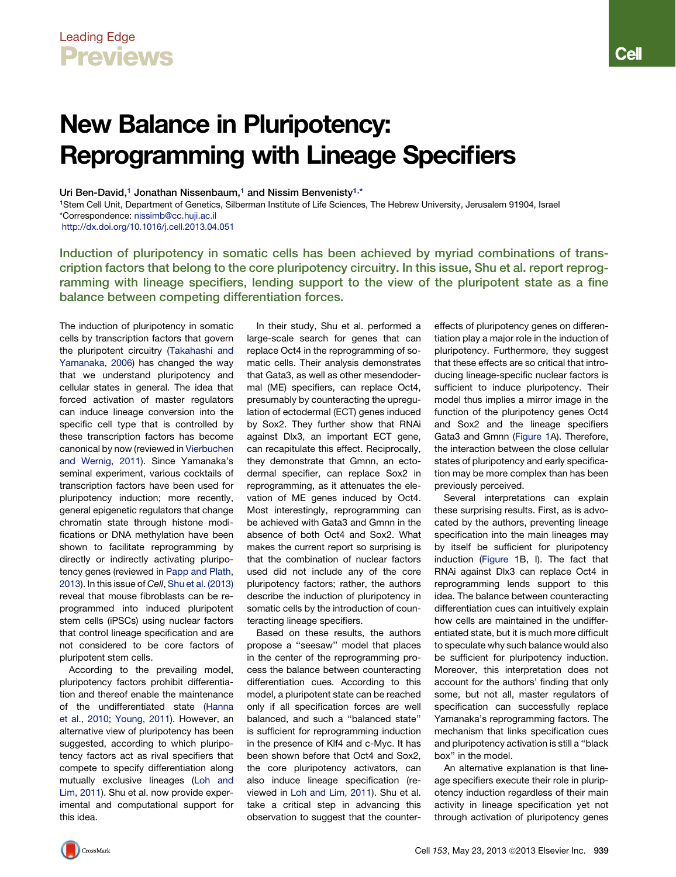Leading Edge

**Previews**

# New Balance in Pluripotency: Reprogramming with Lineage Specifiers

Uri Ben-David,[1] Jonathan Nissenbaum,[1] and Nissim Benvenisty[1,*]

[1]Stem Cell Unit, Department of Genetics, Silberman Institute of Life Sciences, The Hebrew University, Jerusalem 91904, Israel
*Correspondence: nissimb@cc.huji.ac.il
http://dx.doi.org/10.1016/j.cell.2013.04.051

**Induction of pluripotency in somatic cells has been achieved by myriad combinations of transcription factors that belong to the core pluripotency circuitry. In this issue, Shu et al. report reprogramming with lineage specifiers, lending support to the view of the pluripotent state as a fine balance between competing differentiation forces.**

The induction of pluripotency in somatic cells by transcription factors that govern the pluripotent circuitry (Takahashi and Yamanaka, 2006) has changed the way that we understand pluripotency and cellular states in general. The idea that forced activation of master regulators can induce lineage conversion into the specific cell type that is controlled by these transcription factors has become canonical by now (reviewed in Vierbuchen and Wernig, 2011). Since Yamanaka's seminal experiment, various cocktails of transcription factors have been used for pluripotency induction; more recently, general epigenetic regulators that change chromatin state through histone modifications or DNA methylation have been shown to facilitate reprogramming by directly or indirectly activating pluripotency genes (reviewed in Papp and Plath, 2013). In this issue of *Cell*, Shu et al. (2013) reveal that mouse fibroblasts can be reprogrammed into induced pluripotent stem cells (iPSCs) using nuclear factors that control lineage specification and are not considered to be core factors of pluripotent stem cells.

According to the prevailing model, pluripotency factors prohibit differentiation and thereof enable the maintenance of the undifferentiated state (Hanna et al., 2010; Young, 2011). However, an alternative view of pluripotency has been suggested, according to which pluripotency factors act as rival specifiers that compete to specify differentiation along mutually exclusive lineages (Loh and Lim, 2011). Shu et al. now provide experimental and computational support for this idea.

In their study, Shu et al. performed a large-scale search for genes that can replace Oct4 in the reprogramming of somatic cells. Their analysis demonstrates that Gata3, as well as other mesendodermal (ME) specifiers, can replace Oct4, presumably by counteracting the upregulation of ectodermal (ECT) genes induced by Sox2. They further show that RNAi against Dlx3, an important ECT gene, can recapitulate this effect. Reciprocally, they demonstrate that Gmnn, an ectodermal specifier, can replace Sox2 in reprogramming, as it attenuates the elevation of ME genes induced by Oct4. Most interestingly, reprogramming can be achieved with Gata3 and Gmnn in the absence of both Oct4 and Sox2. What makes the current report so surprising is that the combination of nuclear factors used did not include any of the core pluripotency factors; rather, the authors describe the induction of pluripotency in somatic cells by the introduction of counteracting lineage specifiers.

Based on these results, the authors propose a "seesaw" model that places in the center of the reprogramming process the balance between counteracting differentiation cues. According to this model, a pluripotent state can be reached only if all specification forces are well balanced, and such a "balanced state" is sufficient for reprogramming induction in the presence of Klf4 and c-Myc. It has been shown before that Oct4 and Sox2, the core pluripotency activators, can also induce lineage specification (reviewed in Loh and Lim, 2011). Shu et al. take a critical step in advancing this observation to suggest that the counter-effects of pluripotency genes on differentiation play a major role in the induction of pluripotency. Furthermore, they suggest that these effects are so critical that introducing lineage-specific nuclear factors is sufficient to induce pluripotency. Their model thus implies a mirror image in the function of the pluripotency genes Oct4 and Sox2 and the lineage specifiers Gata3 and Gmnn (Figure 1A). Therefore, the interaction between the close cellular states of pluripotency and early specification may be more complex than has been previously perceived.

Several interpretations can explain these surprising results. First, as is advocated by the authors, preventing lineage specification into the main lineages may by itself be sufficient for pluripotency induction (Figure 1B, I). The fact that RNAi against Dlx3 can replace Oct4 in reprogramming lends support to this idea. The balance between counteracting differentiation cues can intuitively explain how cells are maintained in the undifferentiated state, but it is much more difficult to speculate why such balance would also be sufficient for pluripotency induction. Moreover, this interpretation does not account for the authors' finding that only some, but not all, master regulators of specification can successfully replace Yamanaka's reprogramming factors. The mechanism that links specification cues and pluripotency activation is still a "black box" in the model.

An alternative explanation is that lineage specifiers execute their role in pluripotency induction regardless of their main activity in lineage specification yet not through activation of pluripotency genes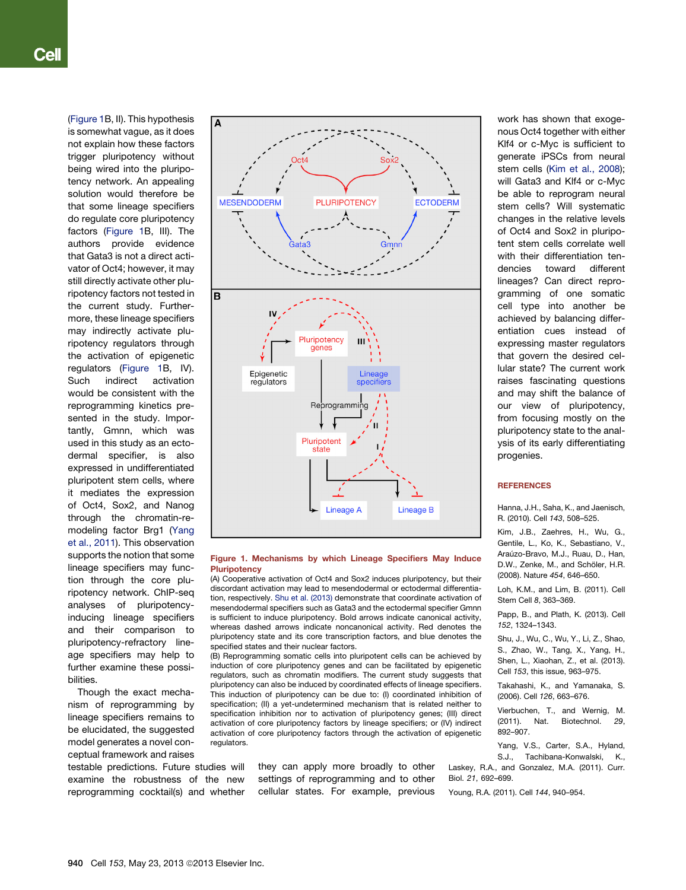(Figure 1B, II). This hypothesis is somewhat vague, as it does not explain how these factors trigger pluripotency without being wired into the pluripotency network. An appealing solution would therefore be that some lineage specifiers do regulate core pluripotency factors (Figure 1B, III). The authors provide evidence that Gata3 is not a direct activator of Oct4; however, it may still directly activate other pluripotency factors not tested in the current study. Furthermore, these lineage specifiers may indirectly activate pluripotency regulators through the activation of epigenetic regulators (Figure 1B, IV). Such indirect activation would be consistent with the reprogramming kinetics presented in the study. Importantly, Gmnn, which was used in this study as an ectodermal specifier, is also expressed in undifferentiated pluripotent stem cells, where it mediates the expression of Oct4, Sox2, and Nanog through the chromatin-remodeling factor Brg1 (Yang et al., 2011). This observation supports the notion that some lineage specifiers may function through the core pluripotency network. ChIP-seq analyses of pluripotency-inducing lineage specifiers and their comparison to pluripotency-refractory lineage specifiers may help to further examine these possibilities.

Though the exact mechanism of reprogramming by lineage specifiers remains to be elucidated, the suggested model generates a novel conceptual framework and raises testable predictions. Future studies will examine the robustness of the new reprogramming cocktail(s) and whether they can apply more broadly to other settings of reprogramming and to other cellular states. For example, previous work has shown that exogenous Oct4 together with either Klf4 or c-Myc is sufficient to generate iPSCs from neural stem cells (Kim et al., 2008); will Gata3 and Klf4 or c-Myc be able to reprogram neural stem cells? Will systematic changes in the relative levels of Oct4 and Sox2 in pluripotent stem cells correlate well with their differentiation tendencies toward different lineages? Can direct reprogramming of one somatic cell type into another be achieved by balancing differentiation cues instead of expressing master regulators that govern the desired cellular state? The current work raises fascinating questions and may shift the balance of our view of pluripotency, from focusing mostly on the pluripotency state to the analysis of its early differentiating progenies.

A

Oct4
Sox2
MESENDODERM
PLURIPOTENCY
ECTODERM
Gata3
Gmnn

B

IV
Pluripotency genes
III
Epigenetic regulators
Lineage specifiers
Reprogramming
II
Pluripotent state
I
Lineage A
Lineage B

**Figure 1. Mechanisms by which Lineage Specifiers May Induce Pluripotency**

(A) Cooperative activation of Oct4 and Sox2 induces pluripotency, but their discordant activation may lead to mesendodermal or ectodermal differentiation, respectively. Shu et al. (2013) demonstrate that coordinate activation of mesendodermal specifiers such as Gata3 and the ectodermal specifier Gmnn is sufficient to induce pluripotency. Bold arrows indicate canonical activity, whereas dashed arrows indicate noncanonical activity. Red denotes the pluripotency state and its core transcription factors, and blue denotes the specified states and their nuclear factors.

(B) Reprogramming somatic cells into pluripotent cells can be achieved by induction of core pluripotency genes and can be facilitated by epigenetic regulators, such as chromatin modifiers. The current study suggests that pluripotency can also be induced by coordinated effects of lineage specifiers. This induction of pluripotency can be due to: (I) coordinated inhibition of specification; (II) a yet-undetermined mechanism that is related neither to specification inhibition nor to activation of pluripotency genes; (III) direct activation of core pluripotency factors by lineage specifiers; or (IV) indirect activation of core pluripotency factors through the activation of epigenetic regulators.

## REFERENCES

Hanna, J.H., Saha, K., and Jaenisch, R. (2010). Cell *143*, 508–525.

Kim, J.B., Zaehres, H., Wu, G., Gentile, L., Ko, K., Sebastiano, V., Araúzo-Bravo, M.J., Ruau, D., Han, D.W., Zenke, M., and Schöler, H.R. (2008). Nature *454*, 646–650.

Loh, K.M., and Lim, B. (2011). Cell Stem Cell *8*, 363–369.

Papp, B., and Plath, K. (2013). Cell *152*, 1324–1343.

Shu, J., Wu, C., Wu, Y., Li, Z., Shao, S., Zhao, W., Tang, X., Yang, H., Shen, L., Xiaohan, Z., et al. (2013). Cell *153*, this issue, 963–975.

Takahashi, K., and Yamanaka, S. (2006). Cell *126*, 663–676.

Vierbuchen, T., and Wernig, M. (2011). Nat. Biotechnol. *29*, 892–907.

Yang, V.S., Carter, S.A., Hyland, S.J., Tachibana-Konwalski, K., Laskey, R.A., and Gonzalez, M.A. (2011). Curr. Biol. *21*, 692–699.

Young, R.A. (2011). Cell *144*, 940–954.